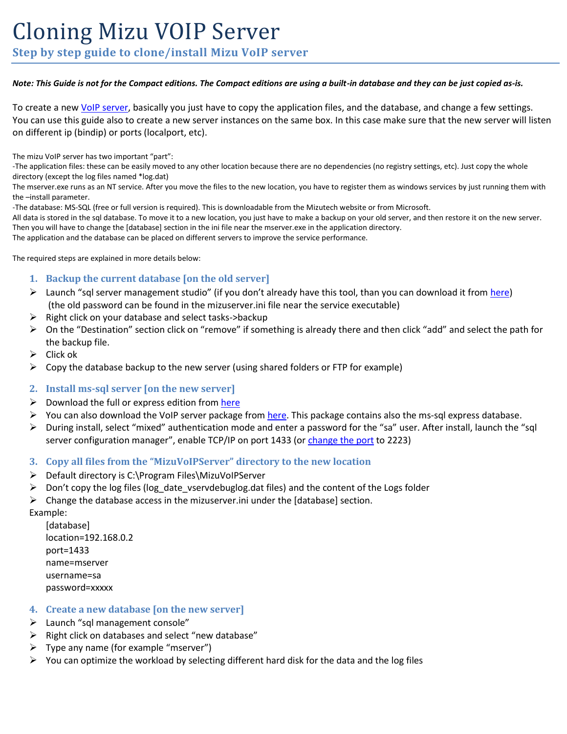# Cloning Mizu VOIP Server

## Step by step guide to clone/install Mizu VoIP server

***Note: This Guide is not for the Compact editions. The Compact editions are using a built-in database and they can be just copied as-is.***

To create a new VoIP server, basically you just have to copy the application files, and the database, and change a few settings. You can use this guide also to create a new server instances on the same box. In this case make sure that the new server will listen on different ip (bindip) or ports (localport, etc).

The mizu VoIP server has two important "part":
-The application files: these can be easily moved to any other location because there are no dependencies (no registry settings, etc). Just copy the whole directory (except the log files named *log.dat)
The mserver.exe runs as an NT service. After you move the files to the new location, you have to register them as windows services by just running them with the –install parameter.
-The database: MS-SQL (free or full version is required). This is downloadable from the Mizutech website or from Microsoft.
All data is stored in the sql database. To move it to a new location, you just have to make a backup on your old server, and then restore it on the new server.
Then you will have to change the [database] section in the ini file near the mserver.exe in the application directory.
The application and the database can be placed on different servers to improve the service performance.

The required steps are explained in more details below:

### 1. Backup the current database [on the old server]

- Launch "sql server management studio" (if you don't already have this tool, than you can download it from here) (the old password can be found in the mizuserver.ini file near the service executable)
- Right click on your database and select tasks->backup
- On the "Destination" section click on "remove" if something is already there and then click "add" and select the path for the backup file.
- Click ok
- Copy the database backup to the new server (using shared folders or FTP for example)

### 2. Install ms-sql server [on the new server]

- Download the full or express edition from here
- You can also download the VoIP server package from here. This package contains also the ms-sql express database.
- During install, select "mixed" authentication mode and enter a password for the "sa" user. After install, launch the "sql server configuration manager", enable TCP/IP on port 1433 (or change the port to 2223)

### 3. Copy all files from the "MizuVoIPServer" directory to the new location

- Default directory is C:\Program Files\MizuVoIPServer
- Don't copy the log files (log_date_vservdebuglog.dat files) and the content of the Logs folder
- Change the database access in the mizuserver.ini under the [database] section.

Example:

```
[database]
location=192.168.0.2
port=1433
name=mserver
username=sa
password=xxxxx
```

### 4. Create a new database [on the new server]

- Launch "sql management console"
- Right click on databases and select "new database"
- Type any name (for example "mserver")
- You can optimize the workload by selecting different hard disk for the data and the log files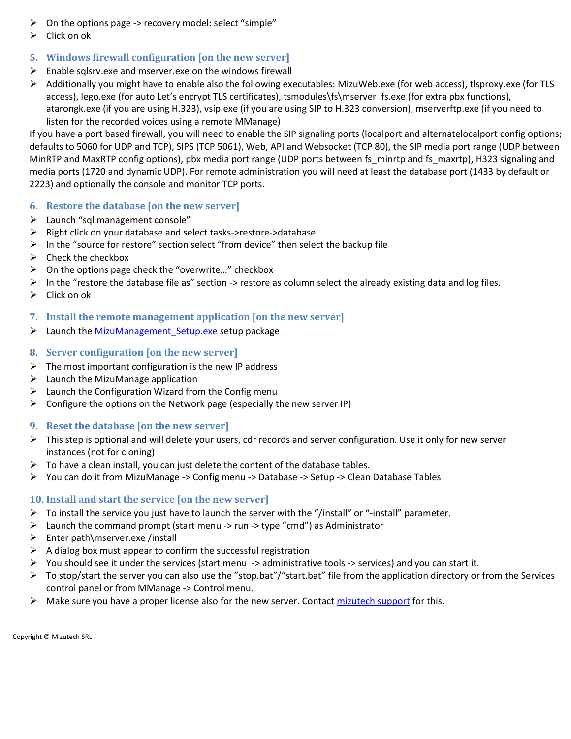- On the options page -> recovery model: select "simple"
- Click on ok

## 5. Windows firewall configuration [on the new server]

- Enable sqlsrv.exe and mserver.exe on the windows firewall
- Additionally you might have to enable also the following executables: MizuWeb.exe (for web access), tlsproxy.exe (for TLS access), lego.exe (for auto Let's encrypt TLS certificates), tsmodules\fs\mserver_fs.exe (for extra pbx functions), atarongk.exe (if you are using H.323), vsip.exe (if you are using SIP to H.323 conversion), mserverftp.exe (if you need to listen for the recorded voices using a remote MManage)

If you have a port based firewall, you will need to enable the SIP signaling ports (localport and alternatelocalport config options; defaults to 5060 for UDP and TCP), SIPS (TCP 5061), Web, API and Websocket (TCP 80), the SIP media port range (UDP between MinRTP and MaxRTP config options), pbx media port range (UDP ports between fs_minrtp and fs_maxrtp), H323 signaling and media ports (1720 and dynamic UDP). For remote administration you will need at least the database port (1433 by default or 2223) and optionally the console and monitor TCP ports.

## 6. Restore the database [on the new server]

- Launch "sql management console"
- Right click on your database and select tasks->restore->database
- In the "source for restore" section select "from device" then select the backup file
- Check the checkbox
- On the options page check the "overwrite…" checkbox
- In the "restore the database file as" section -> restore as column select the already existing data and log files.
- Click on ok

## 7. Install the remote management application [on the new server]

- Launch the [MizuManagement_Setup.exe]() setup package

## 8. Server configuration [on the new server]

- The most important configuration is the new IP address
- Launch the MizuManage application
- Launch the Configuration Wizard from the Config menu
- Configure the options on the Network page (especially the new server IP)

## 9. Reset the database [on the new server]

- This step is optional and will delete your users, cdr records and server configuration. Use it only for new server instances (not for cloning)
- To have a clean install, you can just delete the content of the database tables.
- You can do it from MizuManage -> Config menu -> Database -> Setup -> Clean Database Tables

## 10. Install and start the service [on the new server]

- To install the service you just have to launch the server with the "/install" or "-install" parameter.
- Launch the command prompt (start menu -> run -> type "cmd") as Administrator
- Enter path\mserver.exe /install
- A dialog box must appear to confirm the successful registration
- You should see it under the services (start menu -> administrative tools -> services) and you can start it.
- To stop/start the server you can also use the "stop.bat"/"start.bat" file from the application directory or from the Services control panel or from MManage -> Control menu.
- Make sure you have a proper license also for the new server. Contact [mizutech support]() for this.

Copyright © Mizutech SRL